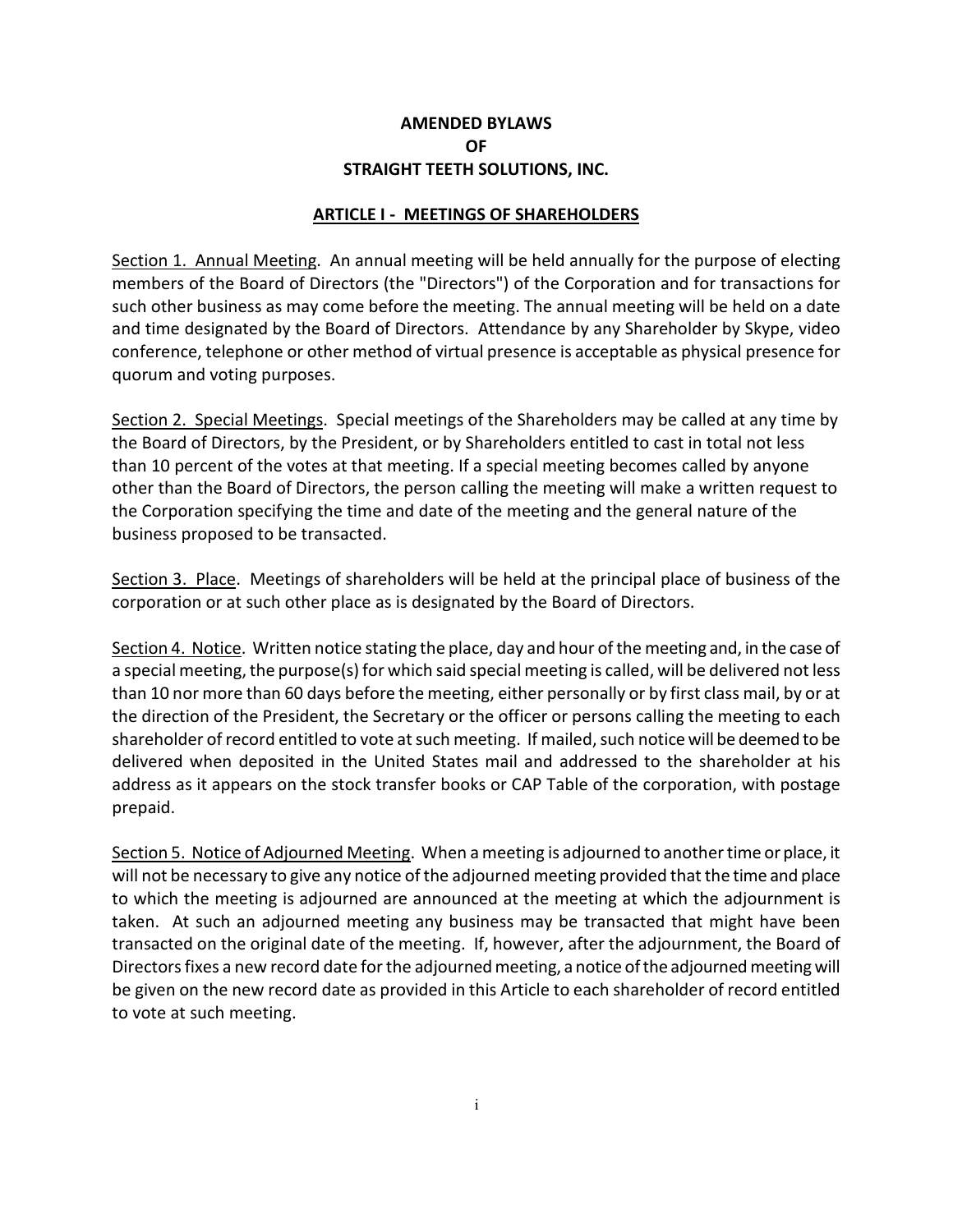# AMENDED BYLAWS
# OF
# STRAIGHT TEETH SOLUTIONS, INC.

## ARTICLE I - MEETINGS OF SHAREHOLDERS

Section 1. Annual Meeting. An annual meeting will be held annually for the purpose of electing members of the Board of Directors (the "Directors") of the Corporation and for transactions for such other business as may come before the meeting. The annual meeting will be held on a date and time designated by the Board of Directors. Attendance by any Shareholder by Skype, video conference, telephone or other method of virtual presence is acceptable as physical presence for quorum and voting purposes.

Section 2. Special Meetings. Special meetings of the Shareholders may be called at any time by the Board of Directors, by the President, or by Shareholders entitled to cast in total not less than 10 percent of the votes at that meeting. If a special meeting becomes called by anyone other than the Board of Directors, the person calling the meeting will make a written request to the Corporation specifying the time and date of the meeting and the general nature of the business proposed to be transacted.

Section 3. Place. Meetings of shareholders will be held at the principal place of business of the corporation or at such other place as is designated by the Board of Directors.

Section 4. Notice. Written notice stating the place, day and hour of the meeting and, in the case of a special meeting, the purpose(s) for which said special meeting is called, will be delivered not less than 10 nor more than 60 days before the meeting, either personally or by first class mail, by or at the direction of the President, the Secretary or the officer or persons calling the meeting to each shareholder of record entitled to vote at such meeting. If mailed, such notice will be deemed to be delivered when deposited in the United States mail and addressed to the shareholder at his address as it appears on the stock transfer books or CAP Table of the corporation, with postage prepaid.

Section 5. Notice of Adjourned Meeting. When a meeting is adjourned to another time or place, it will not be necessary to give any notice of the adjourned meeting provided that the time and place to which the meeting is adjourned are announced at the meeting at which the adjournment is taken. At such an adjourned meeting any business may be transacted that might have been transacted on the original date of the meeting. If, however, after the adjournment, the Board of Directors fixes a new record date for the adjourned meeting, a notice of the adjourned meeting will be given on the new record date as provided in this Article to each shareholder of record entitled to vote at such meeting.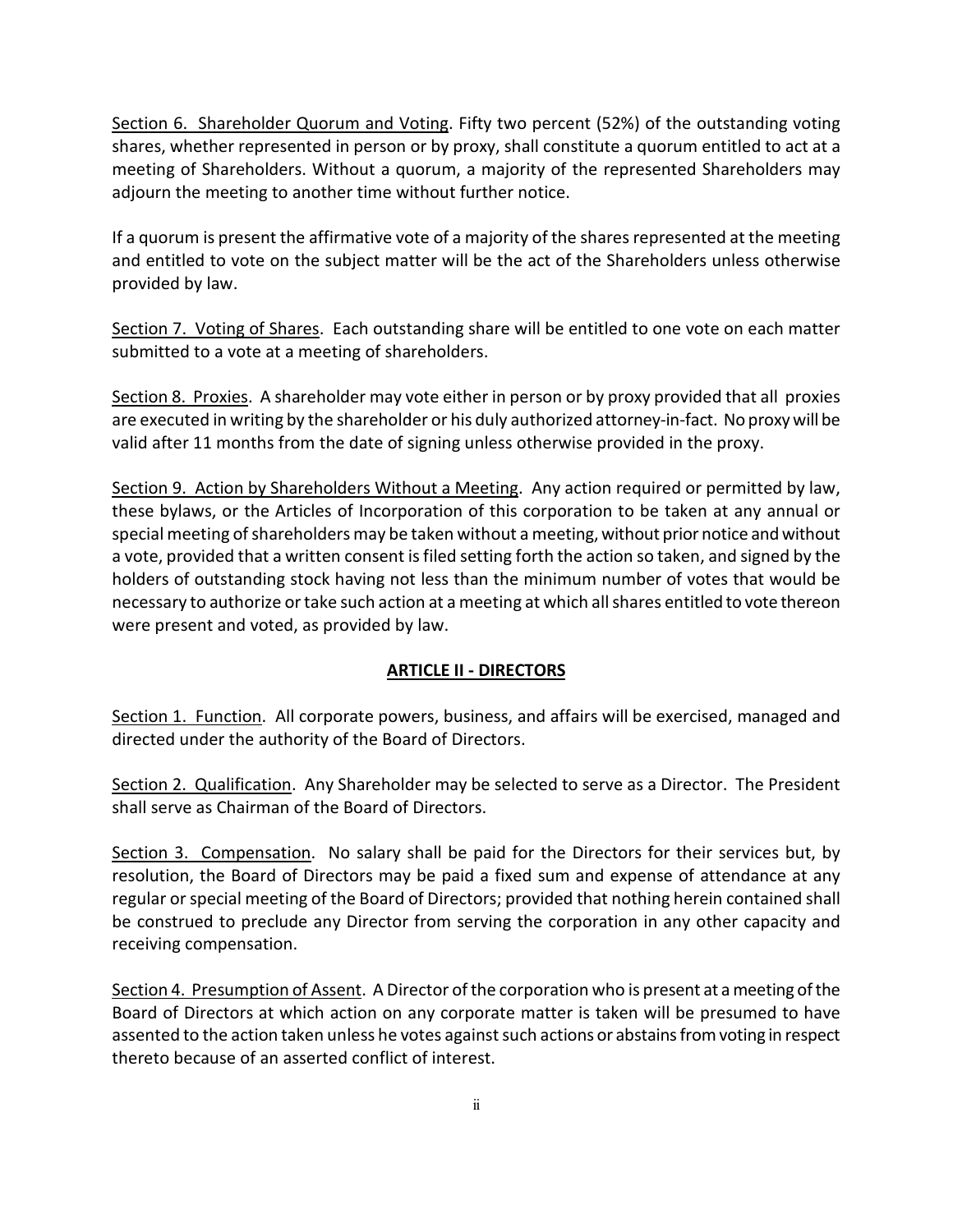Section 6. Shareholder Quorum and Voting. Fifty two percent (52%) of the outstanding voting shares, whether represented in person or by proxy, shall constitute a quorum entitled to act at a meeting of Shareholders. Without a quorum, a majority of the represented Shareholders may adjourn the meeting to another time without further notice.

If a quorum is present the affirmative vote of a majority of the shares represented at the meeting and entitled to vote on the subject matter will be the act of the Shareholders unless otherwise provided by law.

Section 7. Voting of Shares. Each outstanding share will be entitled to one vote on each matter submitted to a vote at a meeting of shareholders.

Section 8. Proxies. A shareholder may vote either in person or by proxy provided that all proxies are executed in writing by the shareholder or his duly authorized attorney-in-fact. No proxy will be valid after 11 months from the date of signing unless otherwise provided in the proxy.

Section 9. Action by Shareholders Without a Meeting. Any action required or permitted by law, these bylaws, or the Articles of Incorporation of this corporation to be taken at any annual or special meeting of shareholders may be taken without a meeting, without prior notice and without a vote, provided that a written consent is filed setting forth the action so taken, and signed by the holders of outstanding stock having not less than the minimum number of votes that would be necessary to authorize or take such action at a meeting at which all shares entitled to vote thereon were present and voted, as provided by law.

## ARTICLE II - DIRECTORS

Section 1. Function. All corporate powers, business, and affairs will be exercised, managed and directed under the authority of the Board of Directors.

Section 2. Qualification. Any Shareholder may be selected to serve as a Director. The President shall serve as Chairman of the Board of Directors.

Section 3. Compensation. No salary shall be paid for the Directors for their services but, by resolution, the Board of Directors may be paid a fixed sum and expense of attendance at any regular or special meeting of the Board of Directors; provided that nothing herein contained shall be construed to preclude any Director from serving the corporation in any other capacity and receiving compensation.

Section 4. Presumption of Assent. A Director of the corporation who is present at a meeting of the Board of Directors at which action on any corporate matter is taken will be presumed to have assented to the action taken unless he votes against such actions or abstains from voting in respect thereto because of an asserted conflict of interest.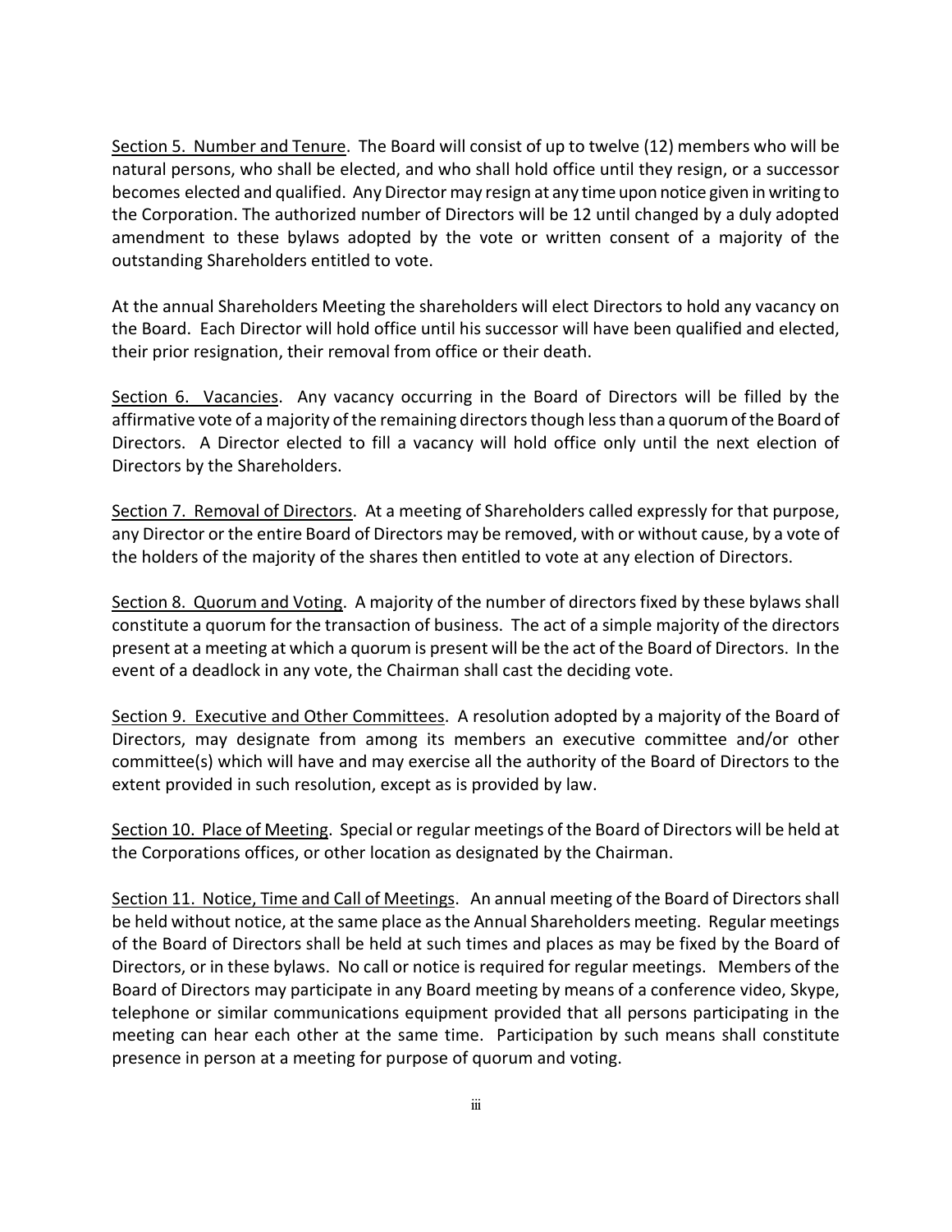Section 5. Number and Tenure. The Board will consist of up to twelve (12) members who will be natural persons, who shall be elected, and who shall hold office until they resign, or a successor becomes elected and qualified. Any Director may resign at any time upon notice given in writing to the Corporation. The authorized number of Directors will be 12 until changed by a duly adopted amendment to these bylaws adopted by the vote or written consent of a majority of the outstanding Shareholders entitled to vote.

At the annual Shareholders Meeting the shareholders will elect Directors to hold any vacancy on the Board. Each Director will hold office until his successor will have been qualified and elected, their prior resignation, their removal from office or their death.

Section 6. Vacancies. Any vacancy occurring in the Board of Directors will be filled by the affirmative vote of a majority of the remaining directors though less than a quorum of the Board of Directors. A Director elected to fill a vacancy will hold office only until the next election of Directors by the Shareholders.

Section 7. Removal of Directors. At a meeting of Shareholders called expressly for that purpose, any Director or the entire Board of Directors may be removed, with or without cause, by a vote of the holders of the majority of the shares then entitled to vote at any election of Directors.

Section 8. Quorum and Voting. A majority of the number of directors fixed by these bylaws shall constitute a quorum for the transaction of business. The act of a simple majority of the directors present at a meeting at which a quorum is present will be the act of the Board of Directors. In the event of a deadlock in any vote, the Chairman shall cast the deciding vote.

Section 9. Executive and Other Committees. A resolution adopted by a majority of the Board of Directors, may designate from among its members an executive committee and/or other committee(s) which will have and may exercise all the authority of the Board of Directors to the extent provided in such resolution, except as is provided by law.

Section 10. Place of Meeting. Special or regular meetings of the Board of Directors will be held at the Corporations offices, or other location as designated by the Chairman.

Section 11. Notice, Time and Call of Meetings. An annual meeting of the Board of Directors shall be held without notice, at the same place as the Annual Shareholders meeting. Regular meetings of the Board of Directors shall be held at such times and places as may be fixed by the Board of Directors, or in these bylaws. No call or notice is required for regular meetings. Members of the Board of Directors may participate in any Board meeting by means of a conference video, Skype, telephone or similar communications equipment provided that all persons participating in the meeting can hear each other at the same time. Participation by such means shall constitute presence in person at a meeting for purpose of quorum and voting.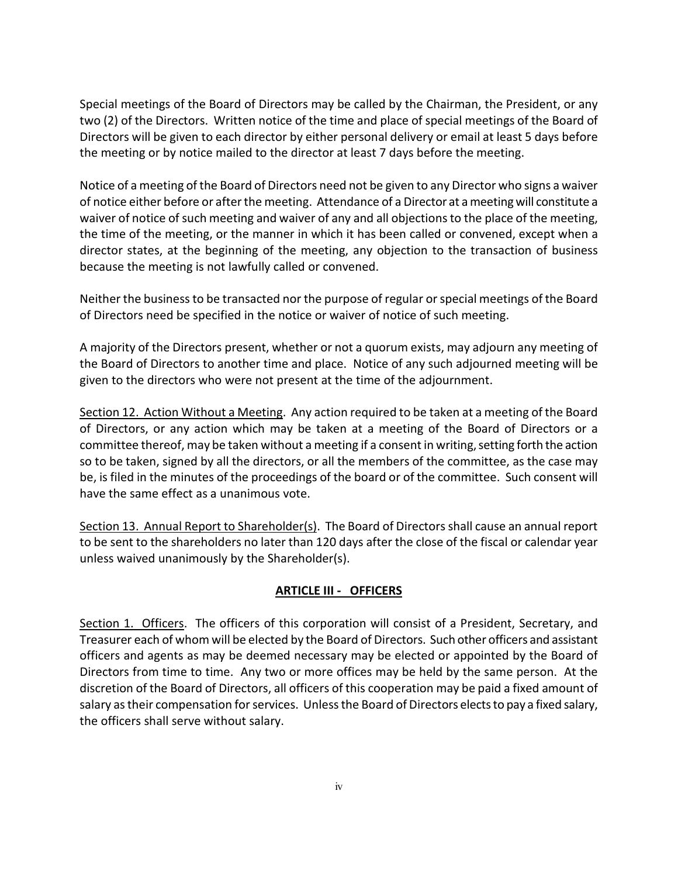Special meetings of the Board of Directors may be called by the Chairman, the President, or any two (2) of the Directors. Written notice of the time and place of special meetings of the Board of Directors will be given to each director by either personal delivery or email at least 5 days before the meeting or by notice mailed to the director at least 7 days before the meeting.

Notice of a meeting of the Board of Directors need not be given to any Director who signs a waiver of notice either before or after the meeting. Attendance of a Director at a meeting will constitute a waiver of notice of such meeting and waiver of any and all objections to the place of the meeting, the time of the meeting, or the manner in which it has been called or convened, except when a director states, at the beginning of the meeting, any objection to the transaction of business because the meeting is not lawfully called or convened.

Neither the business to be transacted nor the purpose of regular or special meetings of the Board of Directors need be specified in the notice or waiver of notice of such meeting.

A majority of the Directors present, whether or not a quorum exists, may adjourn any meeting of the Board of Directors to another time and place. Notice of any such adjourned meeting will be given to the directors who were not present at the time of the adjournment.

<u>Section 12. Action Without a Meeting</u>. Any action required to be taken at a meeting of the Board of Directors, or any action which may be taken at a meeting of the Board of Directors or a committee thereof, may be taken without a meeting if a consent in writing, setting forth the action so to be taken, signed by all the directors, or all the members of the committee, as the case may be, is filed in the minutes of the proceedings of the board or of the committee. Such consent will have the same effect as a unanimous vote.

<u>Section 13. Annual Report to Shareholder(s)</u>. The Board of Directors shall cause an annual report to be sent to the shareholders no later than 120 days after the close of the fiscal or calendar year unless waived unanimously by the Shareholder(s).

## ARTICLE III - OFFICERS

<u>Section 1. Officers</u>. The officers of this corporation will consist of a President, Secretary, and Treasurer each of whom will be elected by the Board of Directors. Such other officers and assistant officers and agents as may be deemed necessary may be elected or appointed by the Board of Directors from time to time. Any two or more offices may be held by the same person. At the discretion of the Board of Directors, all officers of this cooperation may be paid a fixed amount of salary as their compensation for services. Unless the Board of Directors elects to pay a fixed salary, the officers shall serve without salary.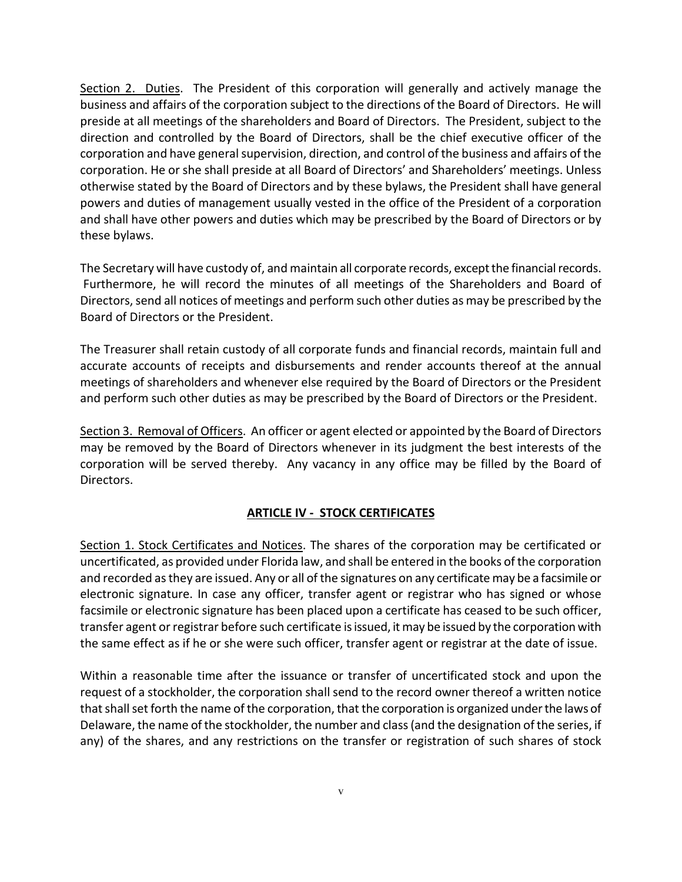Section 2. Duties. The President of this corporation will generally and actively manage the business and affairs of the corporation subject to the directions of the Board of Directors. He will preside at all meetings of the shareholders and Board of Directors. The President, subject to the direction and controlled by the Board of Directors, shall be the chief executive officer of the corporation and have general supervision, direction, and control of the business and affairs of the corporation. He or she shall preside at all Board of Directors' and Shareholders' meetings. Unless otherwise stated by the Board of Directors and by these bylaws, the President shall have general powers and duties of management usually vested in the office of the President of a corporation and shall have other powers and duties which may be prescribed by the Board of Directors or by these bylaws.

The Secretary will have custody of, and maintain all corporate records, except the financial records. Furthermore, he will record the minutes of all meetings of the Shareholders and Board of Directors, send all notices of meetings and perform such other duties as may be prescribed by the Board of Directors or the President.

The Treasurer shall retain custody of all corporate funds and financial records, maintain full and accurate accounts of receipts and disbursements and render accounts thereof at the annual meetings of shareholders and whenever else required by the Board of Directors or the President and perform such other duties as may be prescribed by the Board of Directors or the President.

Section 3. Removal of Officers. An officer or agent elected or appointed by the Board of Directors may be removed by the Board of Directors whenever in its judgment the best interests of the corporation will be served thereby. Any vacancy in any office may be filled by the Board of Directors.

## ARTICLE IV - STOCK CERTIFICATES

Section 1. Stock Certificates and Notices. The shares of the corporation may be certificated or uncertificated, as provided under Florida law, and shall be entered in the books of the corporation and recorded as they are issued. Any or all of the signatures on any certificate may be a facsimile or electronic signature. In case any officer, transfer agent or registrar who has signed or whose facsimile or electronic signature has been placed upon a certificate has ceased to be such officer, transfer agent or registrar before such certificate is issued, it may be issued by the corporation with the same effect as if he or she were such officer, transfer agent or registrar at the date of issue.

Within a reasonable time after the issuance or transfer of uncertificated stock and upon the request of a stockholder, the corporation shall send to the record owner thereof a written notice that shall set forth the name of the corporation, that the corporation is organized under the laws of Delaware, the name of the stockholder, the number and class (and the designation of the series, if any) of the shares, and any restrictions on the transfer or registration of such shares of stock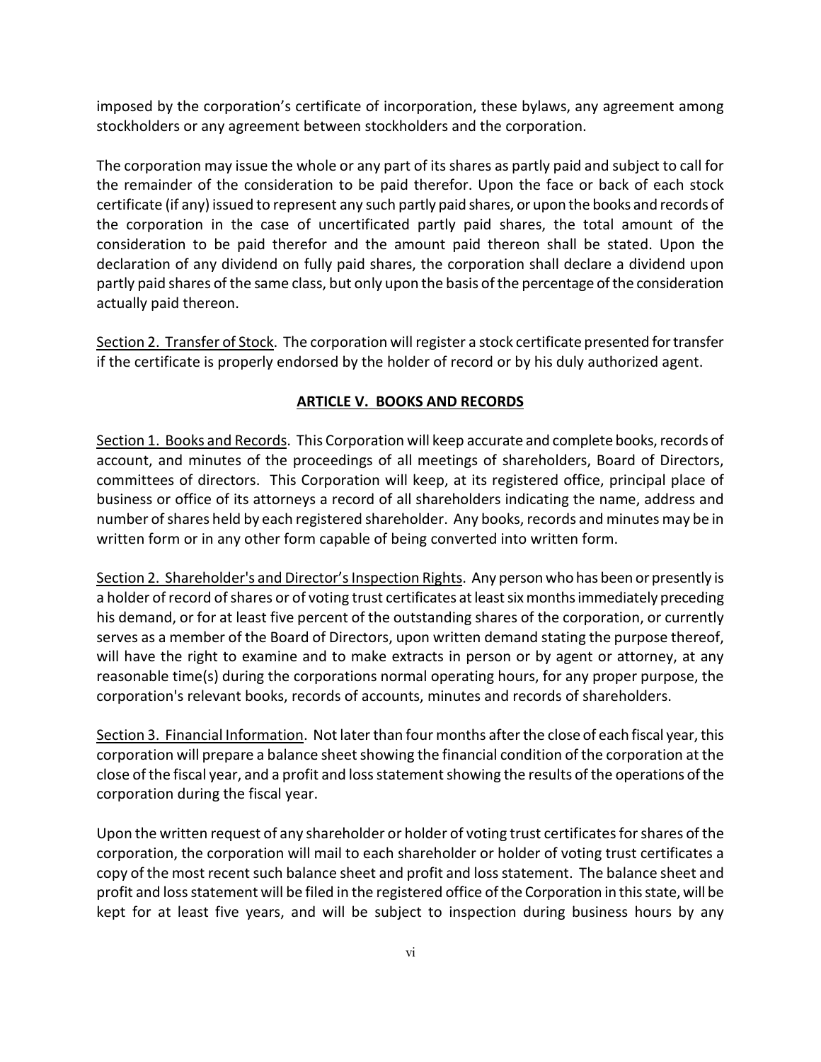imposed by the corporation's certificate of incorporation, these bylaws, any agreement among stockholders or any agreement between stockholders and the corporation.

The corporation may issue the whole or any part of its shares as partly paid and subject to call for the remainder of the consideration to be paid therefor. Upon the face or back of each stock certificate (if any) issued to represent any such partly paid shares, or upon the books and records of the corporation in the case of uncertificated partly paid shares, the total amount of the consideration to be paid therefor and the amount paid thereon shall be stated. Upon the declaration of any dividend on fully paid shares, the corporation shall declare a dividend upon partly paid shares of the same class, but only upon the basis of the percentage of the consideration actually paid thereon.

<u>Section 2. Transfer of Stock</u>. The corporation will register a stock certificate presented for transfer if the certificate is properly endorsed by the holder of record or by his duly authorized agent.

## ARTICLE V. BOOKS AND RECORDS

<u>Section 1. Books and Records</u>. This Corporation will keep accurate and complete books, records of account, and minutes of the proceedings of all meetings of shareholders, Board of Directors, committees of directors. This Corporation will keep, at its registered office, principal place of business or office of its attorneys a record of all shareholders indicating the name, address and number of shares held by each registered shareholder. Any books, records and minutes may be in written form or in any other form capable of being converted into written form.

<u>Section 2. Shareholder's and Director's Inspection Rights</u>. Any person who has been or presently is a holder of record of shares or of voting trust certificates at least six months immediately preceding his demand, or for at least five percent of the outstanding shares of the corporation, or currently serves as a member of the Board of Directors, upon written demand stating the purpose thereof, will have the right to examine and to make extracts in person or by agent or attorney, at any reasonable time(s) during the corporations normal operating hours, for any proper purpose, the corporation's relevant books, records of accounts, minutes and records of shareholders.

<u>Section 3. Financial Information</u>. Not later than four months after the close of each fiscal year, this corporation will prepare a balance sheet showing the financial condition of the corporation at the close of the fiscal year, and a profit and loss statement showing the results of the operations of the corporation during the fiscal year.

Upon the written request of any shareholder or holder of voting trust certificates for shares of the corporation, the corporation will mail to each shareholder or holder of voting trust certificates a copy of the most recent such balance sheet and profit and loss statement. The balance sheet and profit and loss statement will be filed in the registered office of the Corporation in this state, will be kept for at least five years, and will be subject to inspection during business hours by any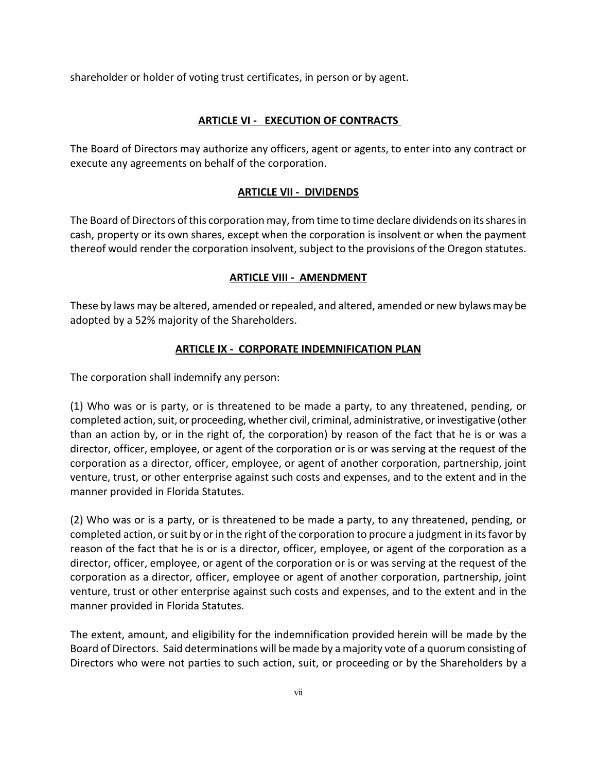shareholder or holder of voting trust certificates, in person or by agent.

## ARTICLE VI - EXECUTION OF CONTRACTS

The Board of Directors may authorize any officers, agent or agents, to enter into any contract or execute any agreements on behalf of the corporation.

## ARTICLE VII - DIVIDENDS

The Board of Directors of this corporation may, from time to time declare dividends on its shares in cash, property or its own shares, except when the corporation is insolvent or when the payment thereof would render the corporation insolvent, subject to the provisions of the Oregon statutes.

## ARTICLE VIII - AMENDMENT

These by laws may be altered, amended or repealed, and altered, amended or new bylaws may be adopted by a 52% majority of the Shareholders.

## ARTICLE IX - CORPORATE INDEMNIFICATION PLAN

The corporation shall indemnify any person:

(1) Who was or is party, or is threatened to be made a party, to any threatened, pending, or completed action, suit, or proceeding, whether civil, criminal, administrative, or investigative (other than an action by, or in the right of, the corporation) by reason of the fact that he is or was a director, officer, employee, or agent of the corporation or is or was serving at the request of the corporation as a director, officer, employee, or agent of another corporation, partnership, joint venture, trust, or other enterprise against such costs and expenses, and to the extent and in the manner provided in Florida Statutes.

(2) Who was or is a party, or is threatened to be made a party, to any threatened, pending, or completed action, or suit by or in the right of the corporation to procure a judgment in its favor by reason of the fact that he is or is a director, officer, employee, or agent of the corporation as a director, officer, employee, or agent of the corporation or is or was serving at the request of the corporation as a director, officer, employee or agent of another corporation, partnership, joint venture, trust or other enterprise against such costs and expenses, and to the extent and in the manner provided in Florida Statutes.

The extent, amount, and eligibility for the indemnification provided herein will be made by the Board of Directors. Said determinations will be made by a majority vote of a quorum consisting of Directors who were not parties to such action, suit, or proceeding or by the Shareholders by a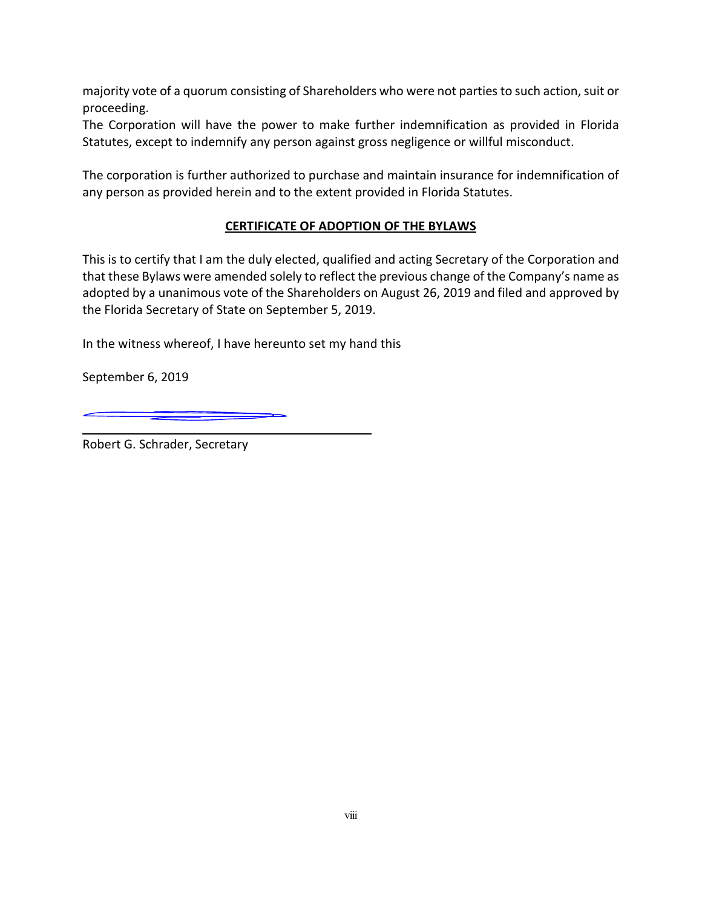majority vote of a quorum consisting of Shareholders who were not parties to such action, suit or proceeding.

The Corporation will have the power to make further indemnification as provided in Florida Statutes, except to indemnify any person against gross negligence or willful misconduct.

The corporation is further authorized to purchase and maintain insurance for indemnification of any person as provided herein and to the extent provided in Florida Statutes.

## CERTIFICATE OF ADOPTION OF THE BYLAWS

This is to certify that I am the duly elected, qualified and acting Secretary of the Corporation and that these Bylaws were amended solely to reflect the previous change of the Company's name as adopted by a unanimous vote of the Shareholders on August 26, 2019 and filed and approved by the Florida Secretary of State on September 5, 2019.

In the witness whereof, I have hereunto set my hand this

September 6, 2019

Robert G. Schrader, Secretary